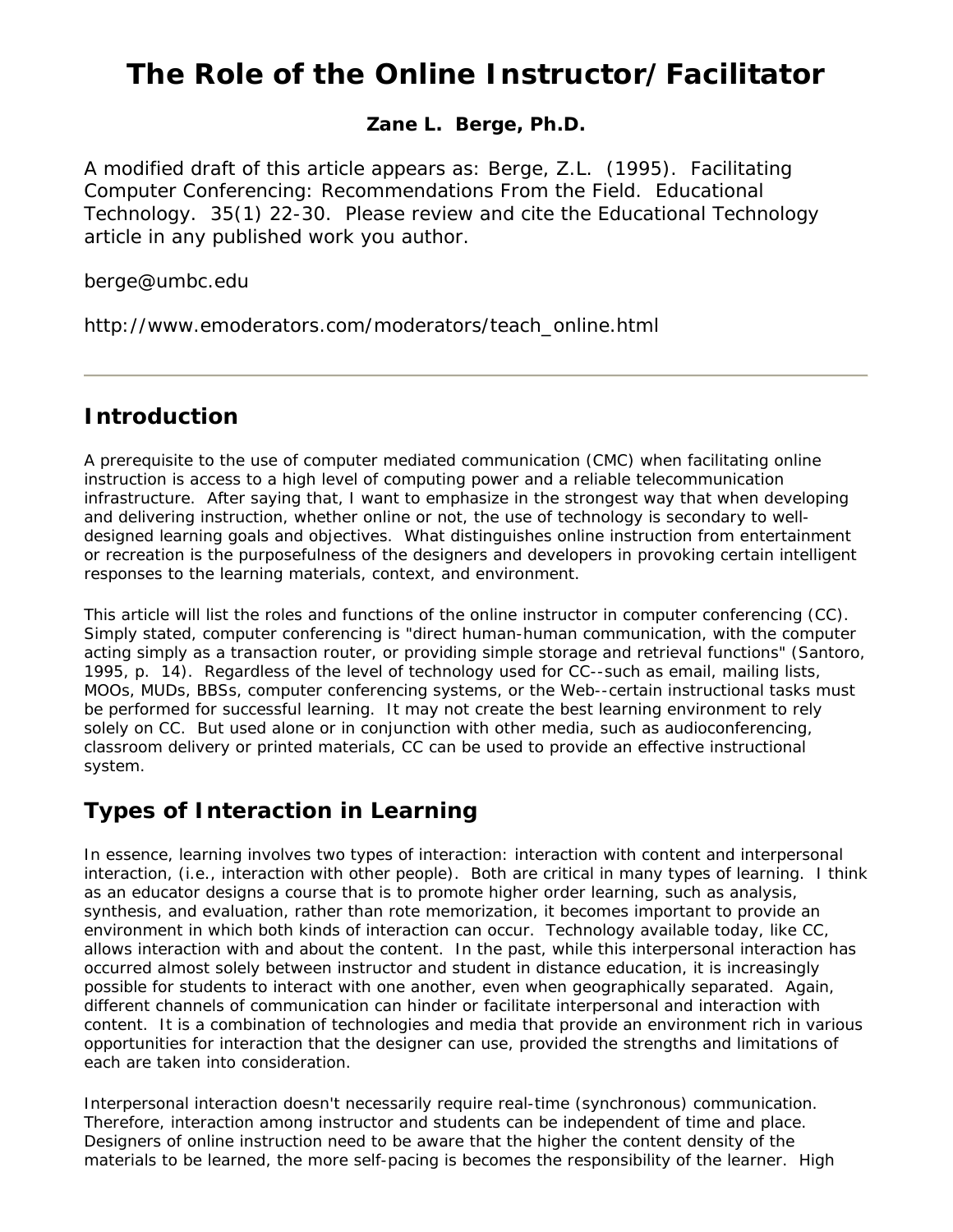# The Role of the Online Instructor/Facilitator

**Zane L. Berge, Ph.D.**

A modified draft of this article appears as: Berge, Z.L. (1995). Facilitating Computer Conferencing: Recommendations From the Field. Educational Technology. 35(1) 22-30. Please review and cite the Educational Technology article in any published work you author.

berge@umbc.edu

http://www.emoderators.com/moderators/teach_online.html

---

## Introduction

A prerequisite to the use of computer mediated communication (CMC) when facilitating online instruction is access to a high level of computing power and a reliable telecommunication infrastructure. After saying that, I want to emphasize in the strongest way that when developing and delivering instruction, whether online or not, the use of technology is secondary to well-designed learning goals and objectives. What distinguishes online instruction from entertainment or recreation is the purposefulness of the designers and developers in provoking certain intelligent responses to the learning materials, context, and environment.

This article will list the roles and functions of the online instructor in computer conferencing (CC). Simply stated, computer conferencing is "direct human-human communication, with the computer acting simply as a transaction router, or providing simple storage and retrieval functions" (Santoro, 1995, p. 14). Regardless of the level of technology used for CC--such as email, mailing lists, MOOs, MUDs, BBSs, computer conferencing systems, or the Web--certain instructional tasks must be performed for successful learning. It may not create the best learning environment to rely solely on CC. But used alone or in conjunction with other media, such as audioconferencing, classroom delivery or printed materials, CC can be used to provide an effective instructional system.

## Types of Interaction in Learning

In essence, learning involves two types of interaction: interaction with content and interpersonal interaction, (i.e., interaction with other people). Both are critical in many types of learning. I think as an educator designs a course that is to promote higher order learning, such as analysis, synthesis, and evaluation, rather than rote memorization, it becomes important to provide an environment in which both kinds of interaction can occur. Technology available today, like CC, allows interaction with and about the content. In the past, while this interpersonal interaction has occurred almost solely between instructor and student in distance education, it is increasingly possible for students to interact with one another, even when geographically separated. Again, different channels of communication can hinder or facilitate interpersonal and interaction with content. It is a combination of technologies and media that provide an environment rich in various opportunities for interaction that the designer can use, provided the strengths and limitations of each are taken into consideration.

Interpersonal interaction doesn't necessarily require real-time (synchronous) communication. Therefore, interaction among instructor and students can be independent of time and place. Designers of online instruction need to be aware that the higher the content density of the materials to be learned, the more self-pacing is becomes the responsibility of the learner. High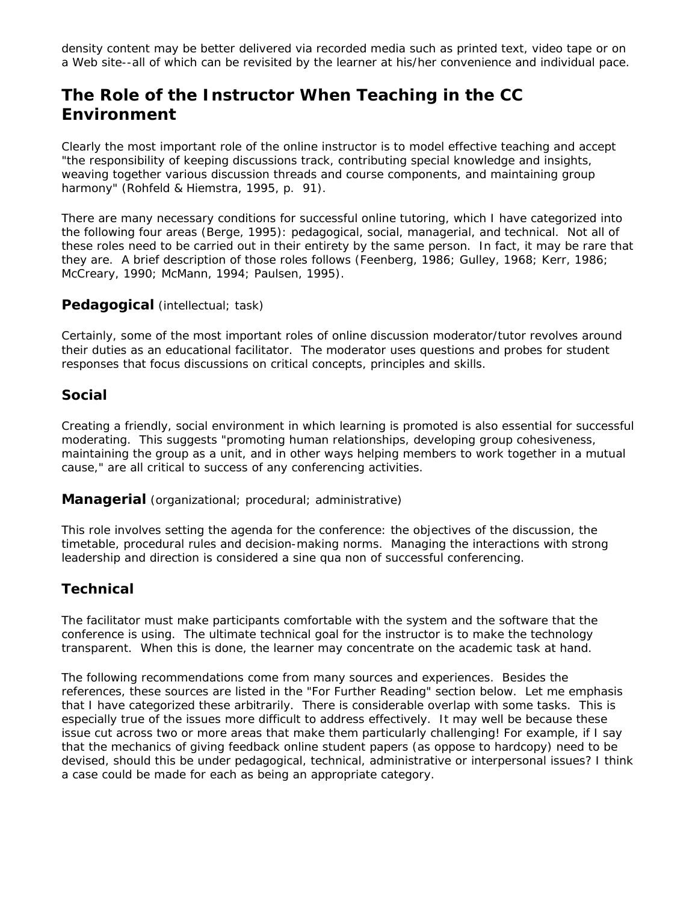density content may be better delivered via recorded media such as printed text, video tape or on a Web site--all of which can be revisited by the learner at his/her convenience and individual pace.

## The Role of the Instructor When Teaching in the CC Environment

Clearly the most important role of the online instructor is to model effective teaching and accept "the responsibility of keeping discussions track, contributing special knowledge and insights, weaving together various discussion threads and course components, and maintaining group harmony" (Rohfeld & Hiemstra, 1995, p. 91).

There are many necessary conditions for successful online tutoring, which I have categorized into the following four areas (Berge, 1995): pedagogical, social, managerial, and technical. Not all of these roles need to be carried out in their entirety by the same person. In fact, it may be rare that they are. A brief description of those roles follows (Feenberg, 1986; Gulley, 1968; Kerr, 1986; McCreary, 1990; McMann, 1994; Paulsen, 1995).

### **Pedagogical** (intellectual; task)

Certainly, some of the most important roles of online discussion moderator/tutor revolves around their duties as an educational facilitator. The moderator uses questions and probes for student responses that focus discussions on critical concepts, principles and skills.

### Social

Creating a friendly, social environment in which learning is promoted is also essential for successful moderating. This suggests "promoting human relationships, developing group cohesiveness, maintaining the group as a unit, and in other ways helping members to work together in a mutual cause," are all critical to success of any conferencing activities.

### **Managerial** (organizational; procedural; administrative)

This role involves setting the agenda for the conference: the objectives of the discussion, the timetable, procedural rules and decision-making norms. Managing the interactions with strong leadership and direction is considered a sine qua non of successful conferencing.

### Technical

The facilitator must make participants comfortable with the system and the software that the conference is using. The ultimate technical goal for the instructor is to make the technology transparent. When this is done, the learner may concentrate on the academic task at hand.

The following recommendations come from many sources and experiences. Besides the references, these sources are listed in the "For Further Reading" section below. Let me emphasis that I have categorized these arbitrarily. There is considerable overlap with some tasks. This is especially true of the issues more difficult to address effectively. It may well be because these issue cut across two or more areas that make them particularly challenging! For example, if I say that the mechanics of giving feedback online student papers (as oppose to hardcopy) need to be devised, should this be under pedagogical, technical, administrative or interpersonal issues? I think a case could be made for each as being an appropriate category.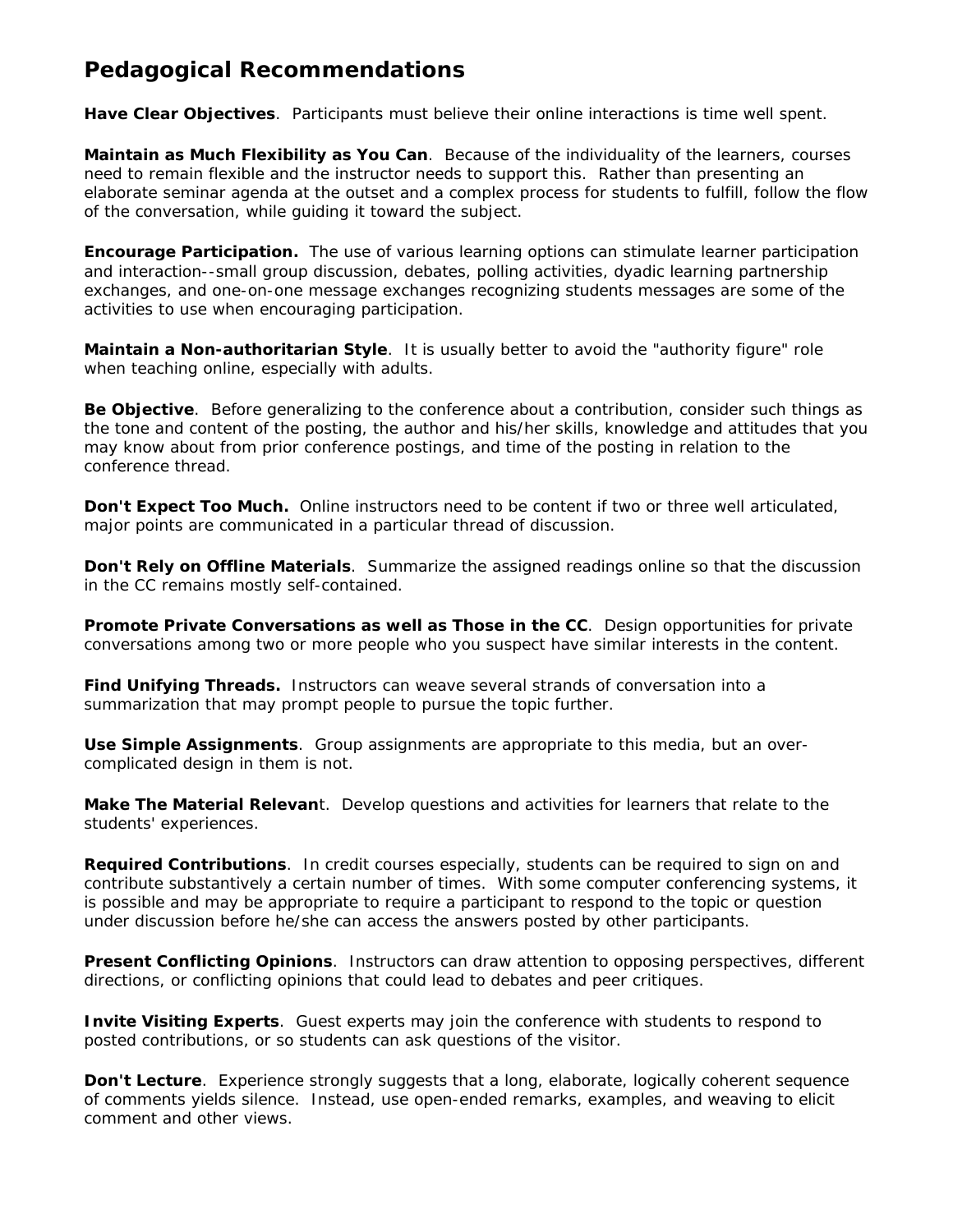## Pedagogical Recommendations

**Have Clear Objectives**. Participants must believe their online interactions is time well spent.

**Maintain as Much Flexibility as You Can**. Because of the individuality of the learners, courses need to remain flexible and the instructor needs to support this. Rather than presenting an elaborate seminar agenda at the outset and a complex process for students to fulfill, follow the flow of the conversation, while guiding it toward the subject.

**Encourage Participation.** The use of various learning options can stimulate learner participation and interaction--small group discussion, debates, polling activities, dyadic learning partnership exchanges, and one-on-one message exchanges recognizing students messages are some of the activities to use when encouraging participation.

**Maintain a Non-authoritarian Style**. It is usually better to avoid the "authority figure" role when teaching online, especially with adults.

**Be Objective**. Before generalizing to the conference about a contribution, consider such things as the tone and content of the posting, the author and his/her skills, knowledge and attitudes that you may know about from prior conference postings, and time of the posting in relation to the conference thread.

**Don't Expect Too Much.** Online instructors need to be content if two or three well articulated, major points are communicated in a particular thread of discussion.

**Don't Rely on Offline Materials**. Summarize the assigned readings online so that the discussion in the CC remains mostly self-contained.

**Promote Private Conversations as well as Those in the CC**. Design opportunities for private conversations among two or more people who you suspect have similar interests in the content.

**Find Unifying Threads.** Instructors can weave several strands of conversation into a summarization that may prompt people to pursue the topic further.

**Use Simple Assignments**. Group assignments are appropriate to this media, but an over-complicated design in them is not.

**Make The Material Relevan**t. Develop questions and activities for learners that relate to the students' experiences.

**Required Contributions**. In credit courses especially, students can be required to sign on and contribute substantively a certain number of times. With some computer conferencing systems, it is possible and may be appropriate to require a participant to respond to the topic or question under discussion before he/she can access the answers posted by other participants.

**Present Conflicting Opinions**. Instructors can draw attention to opposing perspectives, different directions, or conflicting opinions that could lead to debates and peer critiques.

**Invite Visiting Experts**. Guest experts may join the conference with students to respond to posted contributions, or so students can ask questions of the visitor.

**Don't Lecture**. Experience strongly suggests that a long, elaborate, logically coherent sequence of comments yields silence. Instead, use open-ended remarks, examples, and weaving to elicit comment and other views.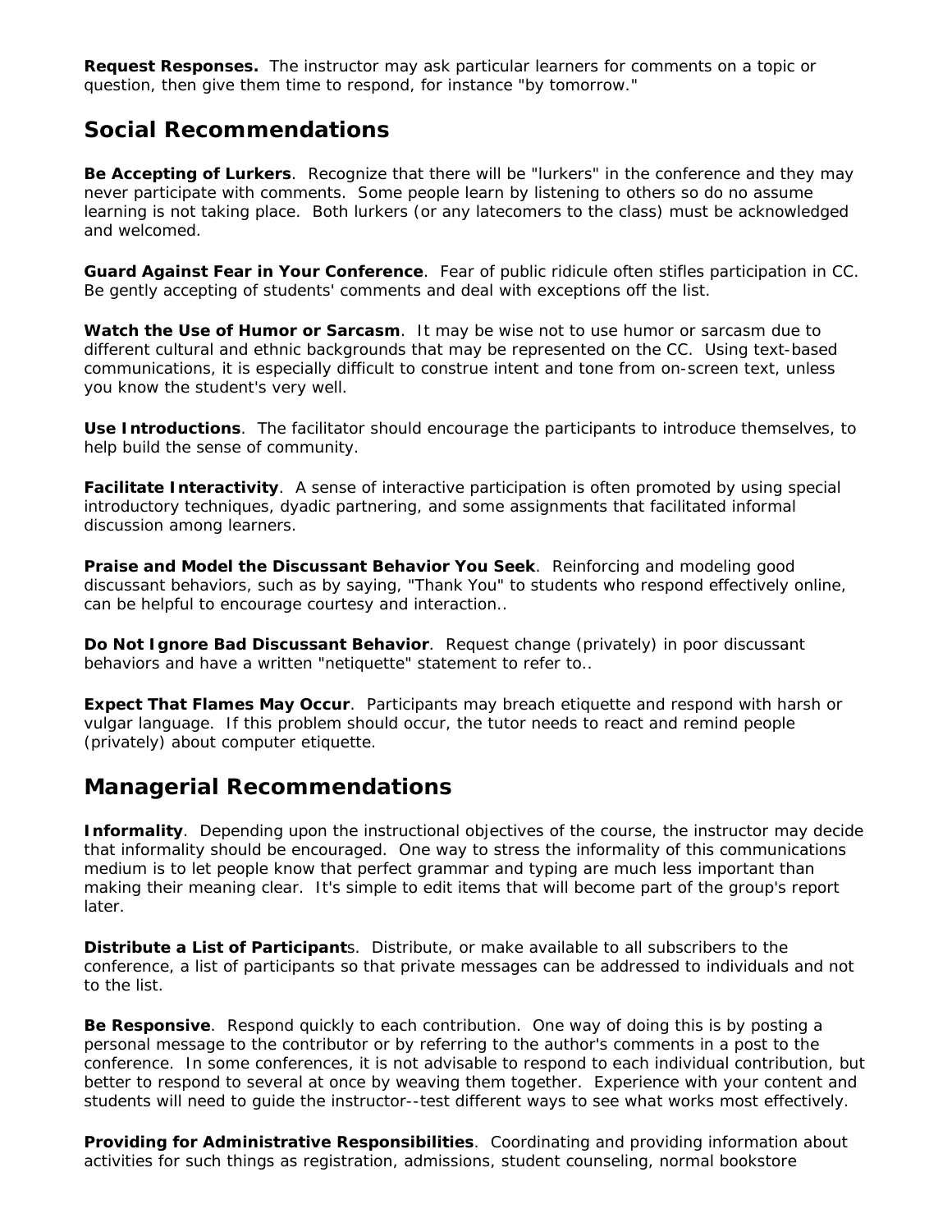**Request Responses.** The instructor may ask particular learners for comments on a topic or question, then give them time to respond, for instance "by tomorrow."

## Social Recommendations

**Be Accepting of Lurkers**. Recognize that there will be "lurkers" in the conference and they may never participate with comments. Some people learn by listening to others so do no assume learning is not taking place. Both lurkers (or any latecomers to the class) must be acknowledged and welcomed.

**Guard Against Fear in Your Conference**. Fear of public ridicule often stifles participation in CC. Be gently accepting of students' comments and deal with exceptions off the list.

**Watch the Use of Humor or Sarcasm**. It may be wise not to use humor or sarcasm due to different cultural and ethnic backgrounds that may be represented on the CC. Using text-based communications, it is especially difficult to construe intent and tone from on-screen text, unless you know the student's very well.

**Use Introductions**. The facilitator should encourage the participants to introduce themselves, to help build the sense of community.

**Facilitate Interactivity**. A sense of interactive participation is often promoted by using special introductory techniques, dyadic partnering, and some assignments that facilitated informal discussion among learners.

**Praise and Model the Discussant Behavior You Seek**. Reinforcing and modeling good discussant behaviors, such as by saying, "Thank You" to students who respond effectively online, can be helpful to encourage courtesy and interaction..

**Do Not Ignore Bad Discussant Behavior**. Request change (privately) in poor discussant behaviors and have a written "netiquette" statement to refer to..

**Expect That Flames May Occur**. Participants may breach etiquette and respond with harsh or vulgar language. If this problem should occur, the tutor needs to react and remind people (privately) about computer etiquette.

## Managerial Recommendations

**Informality**. Depending upon the instructional objectives of the course, the instructor may decide that informality should be encouraged. One way to stress the informality of this communications medium is to let people know that perfect grammar and typing are much less important than making their meaning clear. It's simple to edit items that will become part of the group's report later.

**Distribute a List of Participants**. Distribute, or make available to all subscribers to the conference, a list of participants so that private messages can be addressed to individuals and not to the list.

**Be Responsive**. Respond quickly to each contribution. One way of doing this is by posting a personal message to the contributor or by referring to the author's comments in a post to the conference. In some conferences, it is not advisable to respond to each individual contribution, but better to respond to several at once by weaving them together. Experience with your content and students will need to guide the instructor--test different ways to see what works most effectively.

**Providing for Administrative Responsibilities**. Coordinating and providing information about activities for such things as registration, admissions, student counseling, normal bookstore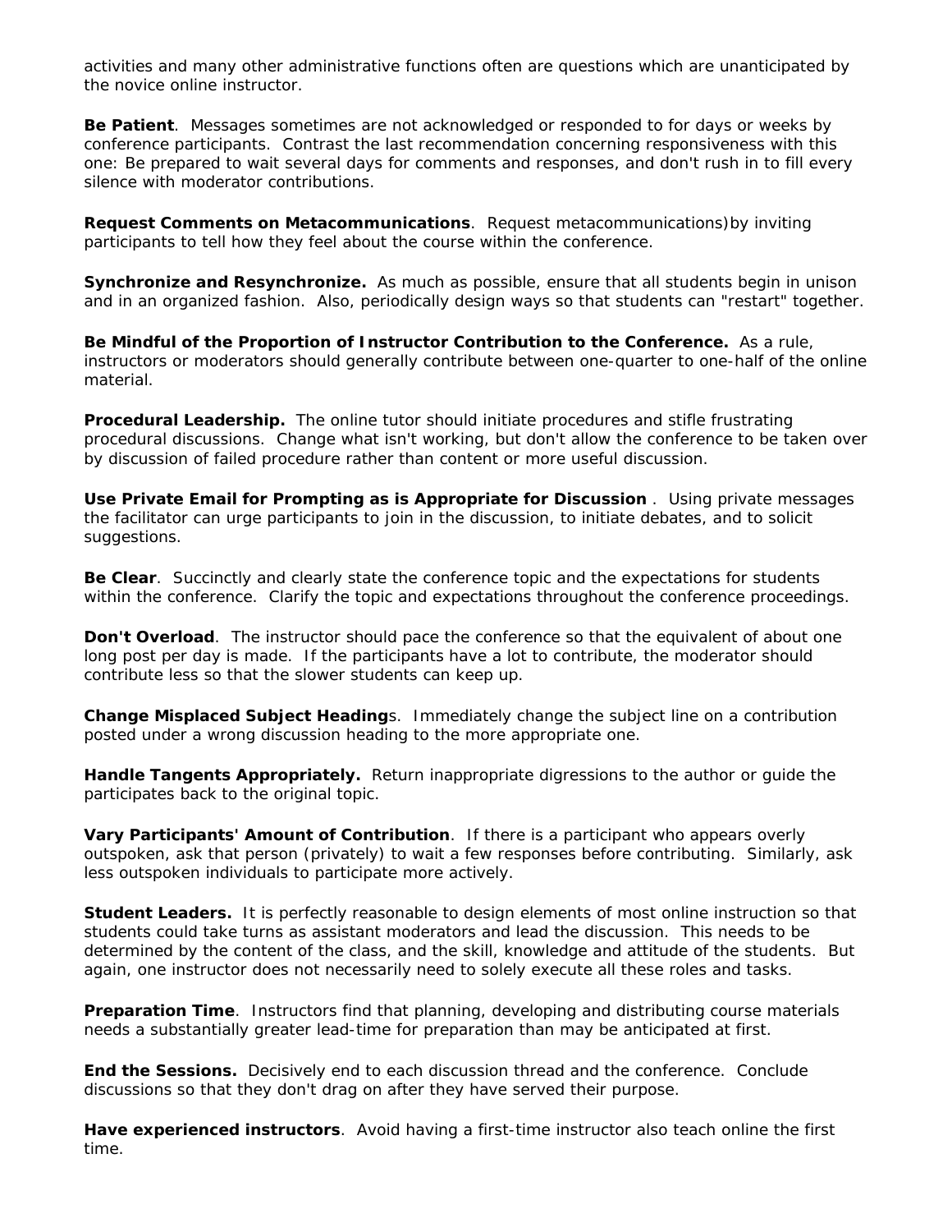activities and many other administrative functions often are questions which are unanticipated by the novice online instructor.

**Be Patient**. Messages sometimes are not acknowledged or responded to for days or weeks by conference participants. Contrast the last recommendation concerning responsiveness with this one: Be prepared to wait several days for comments and responses, and don't rush in to fill every silence with moderator contributions.

**Request Comments on Metacommunications**. Request metacommunications)by inviting participants to tell how they feel about the course within the conference.

**Synchronize and Resynchronize.** As much as possible, ensure that all students begin in unison and in an organized fashion. Also, periodically design ways so that students can "restart" together.

**Be Mindful of the Proportion of Instructor Contribution to the Conference.** As a rule, instructors or moderators should generally contribute between one-quarter to one-half of the online material.

**Procedural Leadership.** The online tutor should initiate procedures and stifle frustrating procedural discussions. Change what isn't working, but don't allow the conference to be taken over by discussion of failed procedure rather than content or more useful discussion.

**Use Private Email for Prompting as is Appropriate for Discussion** . Using private messages the facilitator can urge participants to join in the discussion, to initiate debates, and to solicit suggestions.

**Be Clear**. Succinctly and clearly state the conference topic and the expectations for students within the conference. Clarify the topic and expectations throughout the conference proceedings.

**Don't Overload**. The instructor should pace the conference so that the equivalent of about one long post per day is made. If the participants have a lot to contribute, the moderator should contribute less so that the slower students can keep up.

**Change Misplaced Subject Heading**s. Immediately change the subject line on a contribution posted under a wrong discussion heading to the more appropriate one.

**Handle Tangents Appropriately.** Return inappropriate digressions to the author or guide the participates back to the original topic.

**Vary Participants' Amount of Contribution**. If there is a participant who appears overly outspoken, ask that person (privately) to wait a few responses before contributing. Similarly, ask less outspoken individuals to participate more actively.

**Student Leaders.** It is perfectly reasonable to design elements of most online instruction so that students could take turns as assistant moderators and lead the discussion. This needs to be determined by the content of the class, and the skill, knowledge and attitude of the students. But again, one instructor does not necessarily need to solely execute all these roles and tasks.

**Preparation Time**. Instructors find that planning, developing and distributing course materials needs a substantially greater lead-time for preparation than may be anticipated at first.

**End the Sessions.** Decisively end to each discussion thread and the conference. Conclude discussions so that they don't drag on after they have served their purpose.

**Have experienced instructors**. Avoid having a first-time instructor also teach online the first time.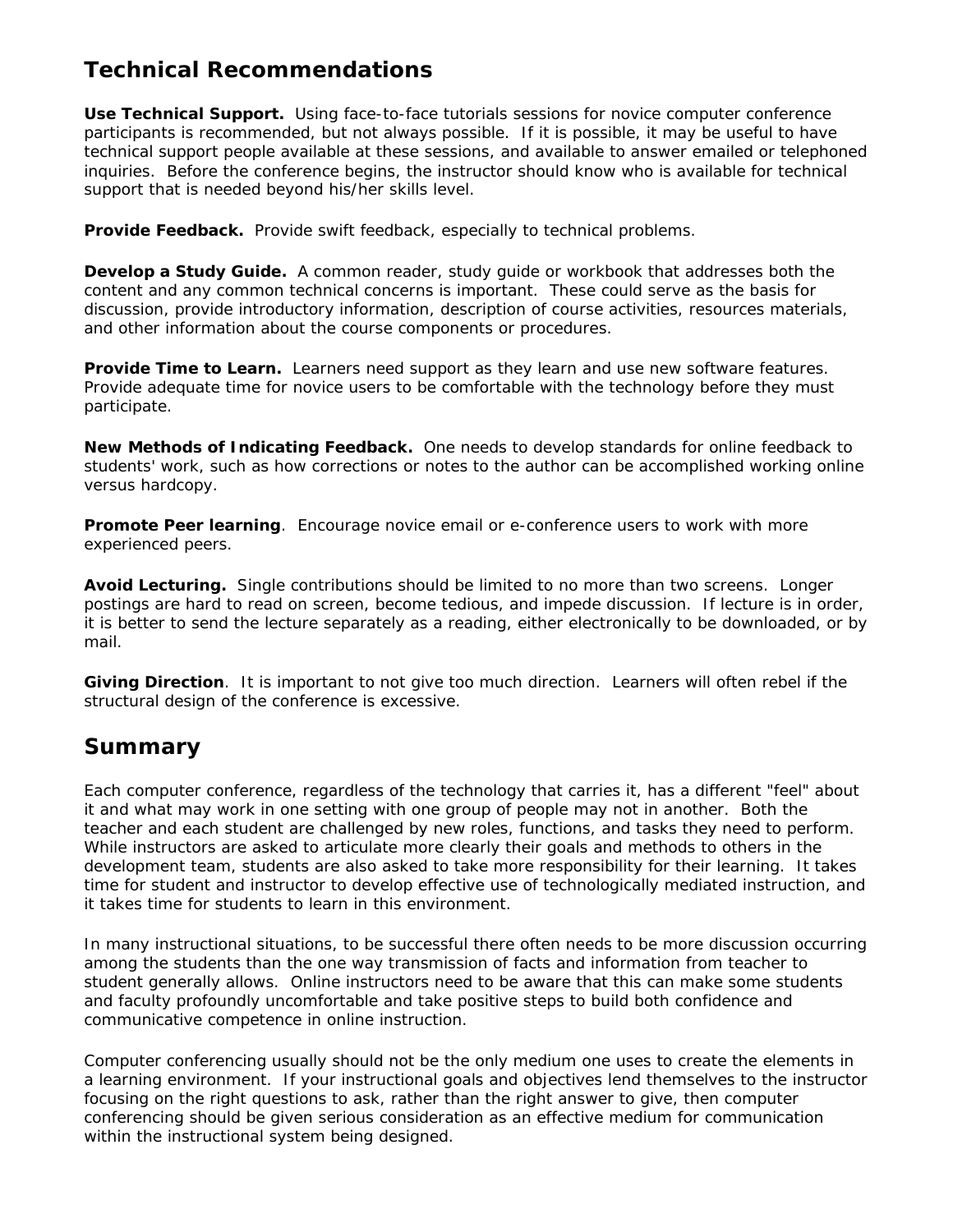## Technical Recommendations

**Use Technical Support.** Using face-to-face tutorials sessions for novice computer conference participants is recommended, but not always possible. If it is possible, it may be useful to have technical support people available at these sessions, and available to answer emailed or telephoned inquiries. Before the conference begins, the instructor should know who is available for technical support that is needed beyond his/her skills level.

**Provide Feedback.** Provide swift feedback, especially to technical problems.

**Develop a Study Guide.** A common reader, study guide or workbook that addresses both the content and any common technical concerns is important. These could serve as the basis for discussion, provide introductory information, description of course activities, resources materials, and other information about the course components or procedures.

**Provide Time to Learn.** Learners need support as they learn and use new software features. Provide adequate time for novice users to be comfortable with the technology before they must participate.

**New Methods of Indicating Feedback.** One needs to develop standards for online feedback to students' work, such as how corrections or notes to the author can be accomplished working online versus hardcopy.

**Promote Peer learning**. Encourage novice email or e-conference users to work with more experienced peers.

**Avoid Lecturing.** Single contributions should be limited to no more than two screens. Longer postings are hard to read on screen, become tedious, and impede discussion. If lecture is in order, it is better to send the lecture separately as a reading, either electronically to be downloaded, or by mail.

**Giving Direction**. It is important to not give too much direction. Learners will often rebel if the structural design of the conference is excessive.

## Summary

Each computer conference, regardless of the technology that carries it, has a different "feel" about it and what may work in one setting with one group of people may not in another. Both the teacher and each student are challenged by new roles, functions, and tasks they need to perform. While instructors are asked to articulate more clearly their goals and methods to others in the development team, students are also asked to take more responsibility for their learning. It takes time for student and instructor to develop effective use of technologically mediated instruction, and it takes time for students to learn in this environment.

In many instructional situations, to be successful there often needs to be more discussion occurring among the students than the one way transmission of facts and information from teacher to student generally allows. Online instructors need to be aware that this can make some students and faculty profoundly uncomfortable and take positive steps to build both confidence and communicative competence in online instruction.

Computer conferencing usually should not be the only medium one uses to create the elements in a learning environment. If your instructional goals and objectives lend themselves to the instructor focusing on the right questions to ask, rather than the right answer to give, then computer conferencing should be given serious consideration as an effective medium for communication within the instructional system being designed.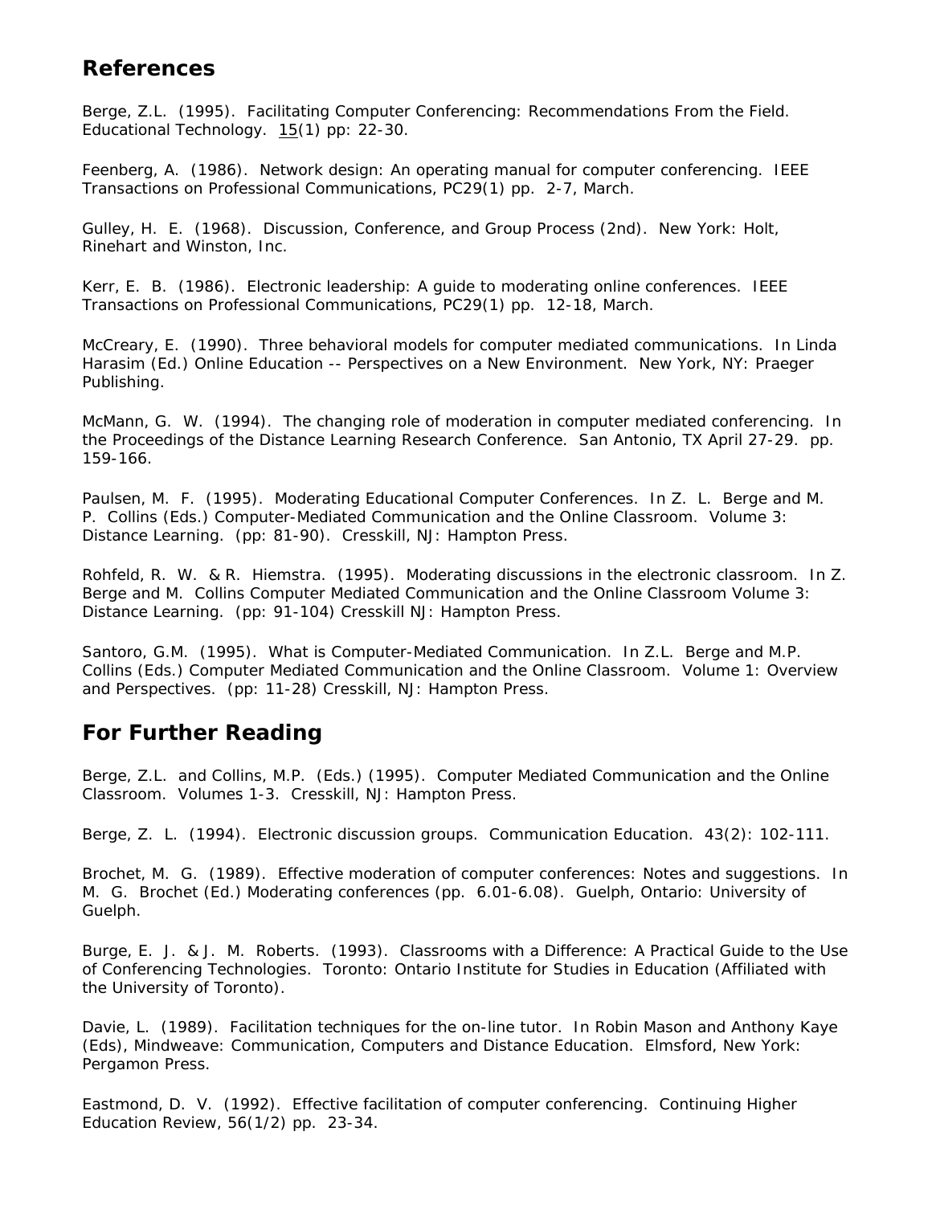## References

Berge, Z.L. (1995). Facilitating Computer Conferencing: Recommendations From the Field. Educational Technology. <u>15</u>(1) pp: 22-30.

Feenberg, A. (1986). Network design: An operating manual for computer conferencing. IEEE Transactions on Professional Communications, PC29(1) pp. 2-7, March.

Gulley, H. E. (1968). Discussion, Conference, and Group Process (2nd). New York: Holt, Rinehart and Winston, Inc.

Kerr, E. B. (1986). Electronic leadership: A guide to moderating online conferences. IEEE Transactions on Professional Communications, PC29(1) pp. 12-18, March.

McCreary, E. (1990). Three behavioral models for computer mediated communications. In Linda Harasim (Ed.) Online Education -- Perspectives on a New Environment. New York, NY: Praeger Publishing.

McMann, G. W. (1994). The changing role of moderation in computer mediated conferencing. In the Proceedings of the Distance Learning Research Conference. San Antonio, TX April 27-29. pp. 159-166.

Paulsen, M. F. (1995). Moderating Educational Computer Conferences. In Z. L. Berge and M. P. Collins (Eds.) Computer-Mediated Communication and the Online Classroom. Volume 3: Distance Learning. (pp: 81-90). Cresskill, NJ: Hampton Press.

Rohfeld, R. W. & R. Hiemstra. (1995). Moderating discussions in the electronic classroom. In Z. Berge and M. Collins Computer Mediated Communication and the Online Classroom Volume 3: Distance Learning. (pp: 91-104) Cresskill NJ: Hampton Press.

Santoro, G.M. (1995). What is Computer-Mediated Communication. In Z.L. Berge and M.P. Collins (Eds.) Computer Mediated Communication and the Online Classroom. Volume 1: Overview and Perspectives. (pp: 11-28) Cresskill, NJ: Hampton Press.

## For Further Reading

Berge, Z.L. and Collins, M.P. (Eds.) (1995). Computer Mediated Communication and the Online Classroom. Volumes 1-3. Cresskill, NJ: Hampton Press.

Berge, Z. L. (1994). Electronic discussion groups. Communication Education. 43(2): 102-111.

Brochet, M. G. (1989). Effective moderation of computer conferences: Notes and suggestions. In M. G. Brochet (Ed.) Moderating conferences (pp. 6.01-6.08). Guelph, Ontario: University of Guelph.

Burge, E. J. & J. M. Roberts. (1993). Classrooms with a Difference: A Practical Guide to the Use of Conferencing Technologies. Toronto: Ontario Institute for Studies in Education (Affiliated with the University of Toronto).

Davie, L. (1989). Facilitation techniques for the on-line tutor. In Robin Mason and Anthony Kaye (Eds), Mindweave: Communication, Computers and Distance Education. Elmsford, New York: Pergamon Press.

Eastmond, D. V. (1992). Effective facilitation of computer conferencing. Continuing Higher Education Review, 56(1/2) pp. 23-34.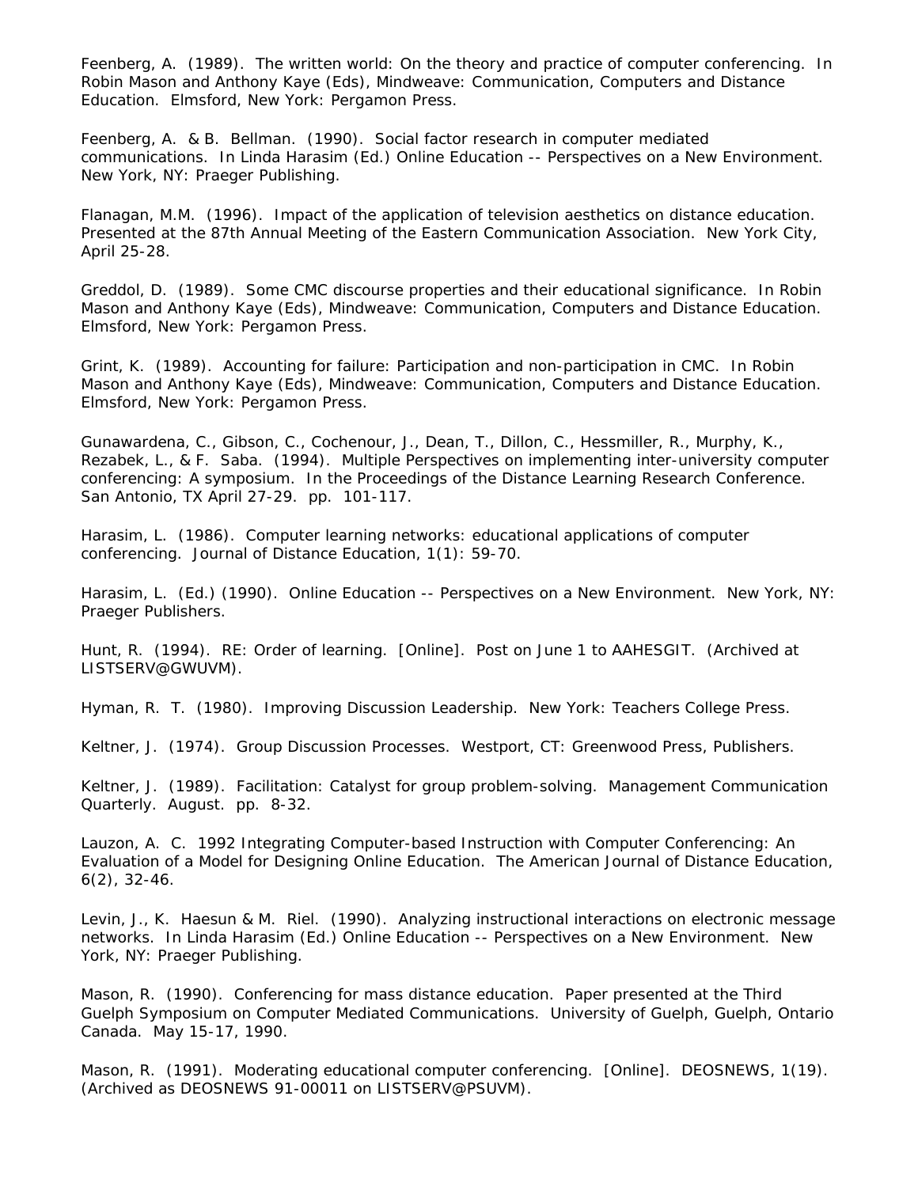Feenberg, A. (1989). The written world: On the theory and practice of computer conferencing. In Robin Mason and Anthony Kaye (Eds), Mindweave: Communication, Computers and Distance Education. Elmsford, New York: Pergamon Press.

Feenberg, A. & B. Bellman. (1990). Social factor research in computer mediated communications. In Linda Harasim (Ed.) Online Education -- Perspectives on a New Environment. New York, NY: Praeger Publishing.

Flanagan, M.M. (1996). Impact of the application of television aesthetics on distance education. Presented at the 87th Annual Meeting of the Eastern Communication Association. New York City, April 25-28.

Greddol, D. (1989). Some CMC discourse properties and their educational significance. In Robin Mason and Anthony Kaye (Eds), Mindweave: Communication, Computers and Distance Education. Elmsford, New York: Pergamon Press.

Grint, K. (1989). Accounting for failure: Participation and non-participation in CMC. In Robin Mason and Anthony Kaye (Eds), Mindweave: Communication, Computers and Distance Education. Elmsford, New York: Pergamon Press.

Gunawardena, C., Gibson, C., Cochenour, J., Dean, T., Dillon, C., Hessmiller, R., Murphy, K., Rezabek, L., & F. Saba. (1994). Multiple Perspectives on implementing inter-university computer conferencing: A symposium. In the Proceedings of the Distance Learning Research Conference. San Antonio, TX April 27-29. pp. 101-117.

Harasim, L. (1986). Computer learning networks: educational applications of computer conferencing. Journal of Distance Education, 1(1): 59-70.

Harasim, L. (Ed.) (1990). Online Education -- Perspectives on a New Environment. New York, NY: Praeger Publishers.

Hunt, R. (1994). RE: Order of learning. [Online]. Post on June 1 to AAHESGIT. (Archived at LISTSERV@GWUVM).

Hyman, R. T. (1980). Improving Discussion Leadership. New York: Teachers College Press.

Keltner, J. (1974). Group Discussion Processes. Westport, CT: Greenwood Press, Publishers.

Keltner, J. (1989). Facilitation: Catalyst for group problem-solving. Management Communication Quarterly. August. pp. 8-32.

Lauzon, A. C. 1992 Integrating Computer-based Instruction with Computer Conferencing: An Evaluation of a Model for Designing Online Education. The American Journal of Distance Education, 6(2), 32-46.

Levin, J., K. Haesun & M. Riel. (1990). Analyzing instructional interactions on electronic message networks. In Linda Harasim (Ed.) Online Education -- Perspectives on a New Environment. New York, NY: Praeger Publishing.

Mason, R. (1990). Conferencing for mass distance education. Paper presented at the Third Guelph Symposium on Computer Mediated Communications. University of Guelph, Guelph, Ontario Canada. May 15-17, 1990.

Mason, R. (1991). Moderating educational computer conferencing. [Online]. DEOSNEWS, 1(19). (Archived as DEOSNEWS 91-00011 on LISTSERV@PSUVM).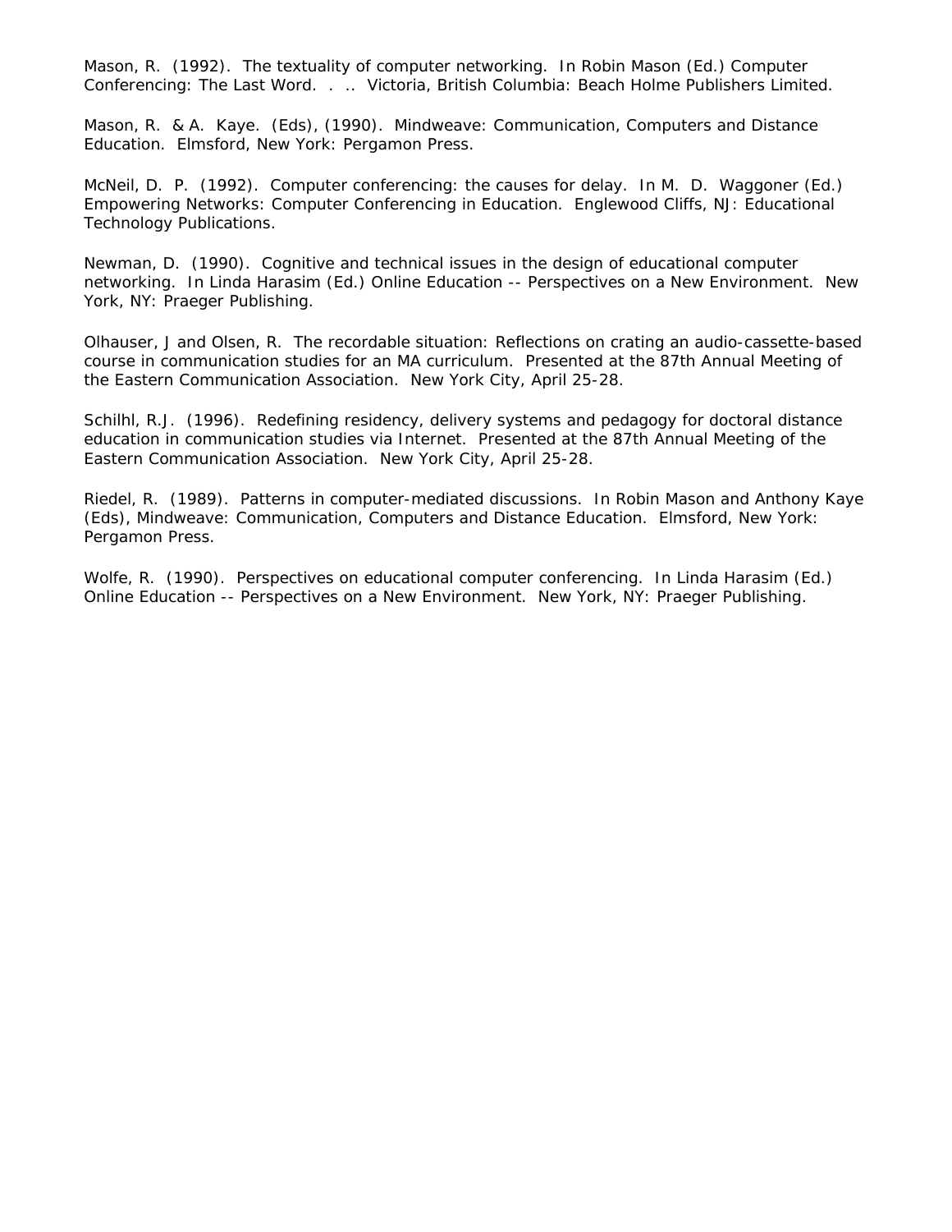Mason, R. (1992). The textuality of computer networking. In Robin Mason (Ed.) Computer Conferencing: The Last Word. . .. Victoria, British Columbia: Beach Holme Publishers Limited.

Mason, R. & A. Kaye. (Eds), (1990). Mindweave: Communication, Computers and Distance Education. Elmsford, New York: Pergamon Press.

McNeil, D. P. (1992). Computer conferencing: the causes for delay. In M. D. Waggoner (Ed.) Empowering Networks: Computer Conferencing in Education. Englewood Cliffs, NJ: Educational Technology Publications.

Newman, D. (1990). Cognitive and technical issues in the design of educational computer networking. In Linda Harasim (Ed.) Online Education -- Perspectives on a New Environment. New York, NY: Praeger Publishing.

Olhauser, J and Olsen, R. The recordable situation: Reflections on crating an audio-cassette-based course in communication studies for an MA curriculum. Presented at the 87th Annual Meeting of the Eastern Communication Association. New York City, April 25-28.

Schihl, R.J. (1996). Redefining residency, delivery systems and pedagogy for doctoral distance education in communication studies via Internet. Presented at the 87th Annual Meeting of the Eastern Communication Association. New York City, April 25-28.

Riedel, R. (1989). Patterns in computer-mediated discussions. In Robin Mason and Anthony Kaye (Eds), Mindweave: Communication, Computers and Distance Education. Elmsford, New York: Pergamon Press.

Wolfe, R. (1990). Perspectives on educational computer conferencing. In Linda Harasim (Ed.) Online Education -- Perspectives on a New Environment. New York, NY: Praeger Publishing.